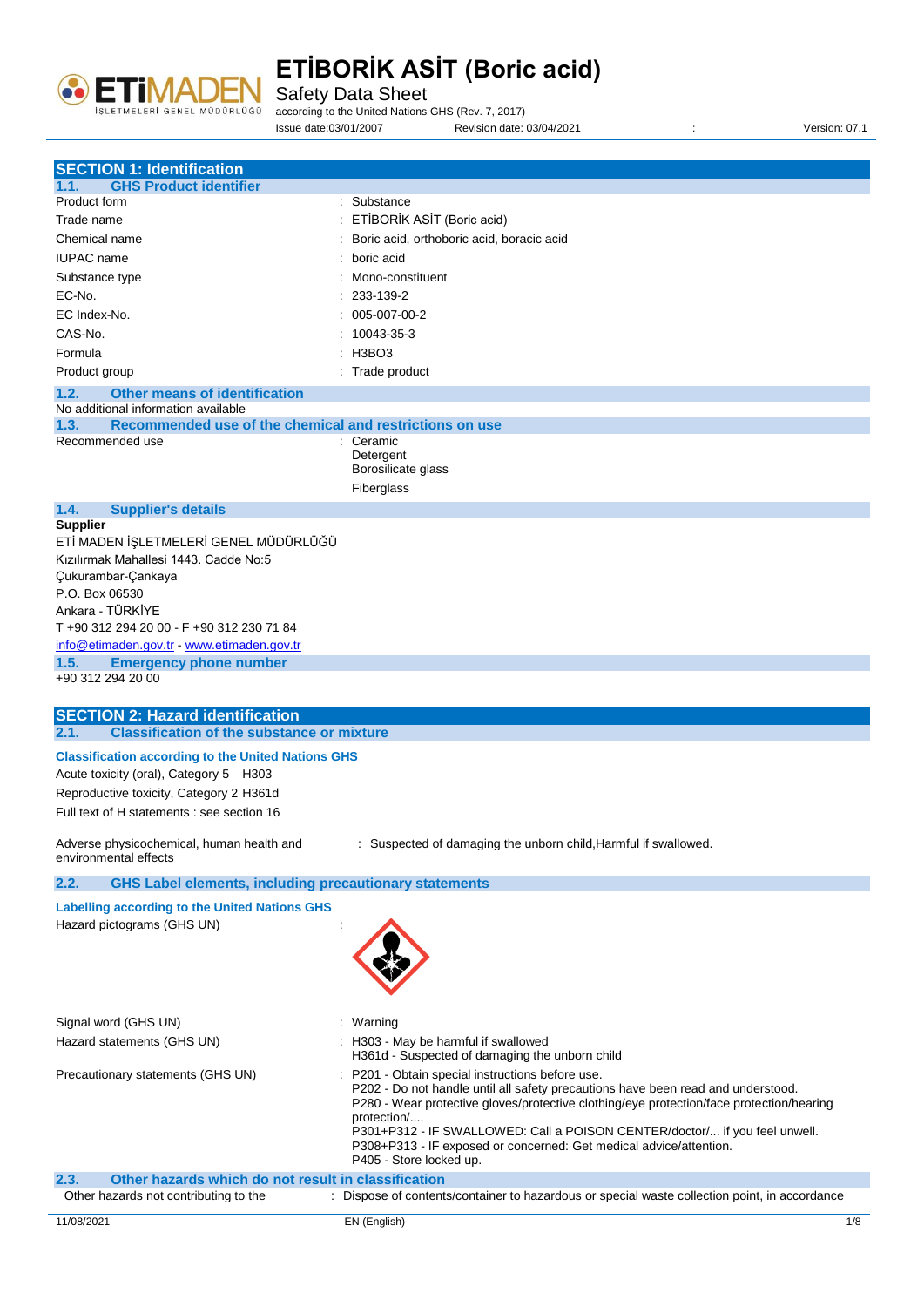# ETİBORİK ASİT (Boric acid)

Safety Data Sheet

according to the United Nations GHS (Rev. 7, 2017)

Issue date:03/01/2007 Revision date: 03/04/2021 : Version: 07.1

## SECTION 1: Identification

### 1.1. GHS Product identifier

| | |
|---|---|
| Product form | : Substance |
| Trade name | : ETİBORİK ASİT (Boric acid) |
| Chemical name | : Boric acid, orthoboric acid, boracic acid |
| IUPAC name | : boric acid |
| Substance type | : Mono-constituent |
| EC-No. | : 233-139-2 |
| EC Index-No. | : 005-007-00-2 |
| CAS-No. | : 10043-35-3 |
| Formula | : $H_3BO_3$ |
| Product group | : Trade product |

### 1.2. Other means of identification

No additional information available

### 1.3. Recommended use of the chemical and restrictions on use

Recommended use : Ceramic
Detergent
Borosilicate glass
Fiberglass

### 1.4. Supplier's details

**Supplier**

ETİ MADEN İŞLETMELERİ GENEL MÜDÜRLÜĞÜ
Kızılırmak Mahallesi 1443. Cadde No:5
Çukurambar-Çankaya
P.O. Box 06530
Ankara - TÜRKİYE
T +90 312 294 20 00 - F +90 312 230 71 84
info@etimaden.gov.tr - www.etimaden.gov.tr

### 1.5. Emergency phone number

+90 312 294 20 00

## SECTION 2: Hazard identification

### 2.1. Classification of the substance or mixture

**Classification according to the United Nations GHS**

Acute toxicity (oral), Category 5 H303
Reproductive toxicity, Category 2 H361d
Full text of H statements : see section 16

Adverse physicochemical, human health and environmental effects : Suspected of damaging the unborn child,Harmful if swallowed.

### 2.2. GHS Label elements, including precautionary statements

**Labelling according to the United Nations GHS**

Hazard pictograms (GHS UN) :

Signal word (GHS UN) : Warning

Hazard statements (GHS UN) : H303 - May be harmful if swallowed
H361d - Suspected of damaging the unborn child

Precautionary statements (GHS UN) : P201 - Obtain special instructions before use.
P202 - Do not handle until all safety precautions have been read and understood.
P280 - Wear protective gloves/protective clothing/eye protection/face protection/hearing protection/....
P301+P312 - IF SWALLOWED: Call a POISON CENTER/doctor/... if you feel unwell.
P308+P313 - IF exposed or concerned: Get medical advice/attention.
P405 - Store locked up.

### 2.3. Other hazards which do not result in classification

Other hazards not contributing to the : Dispose of contents/container to hazardous or special waste collection point, in accordance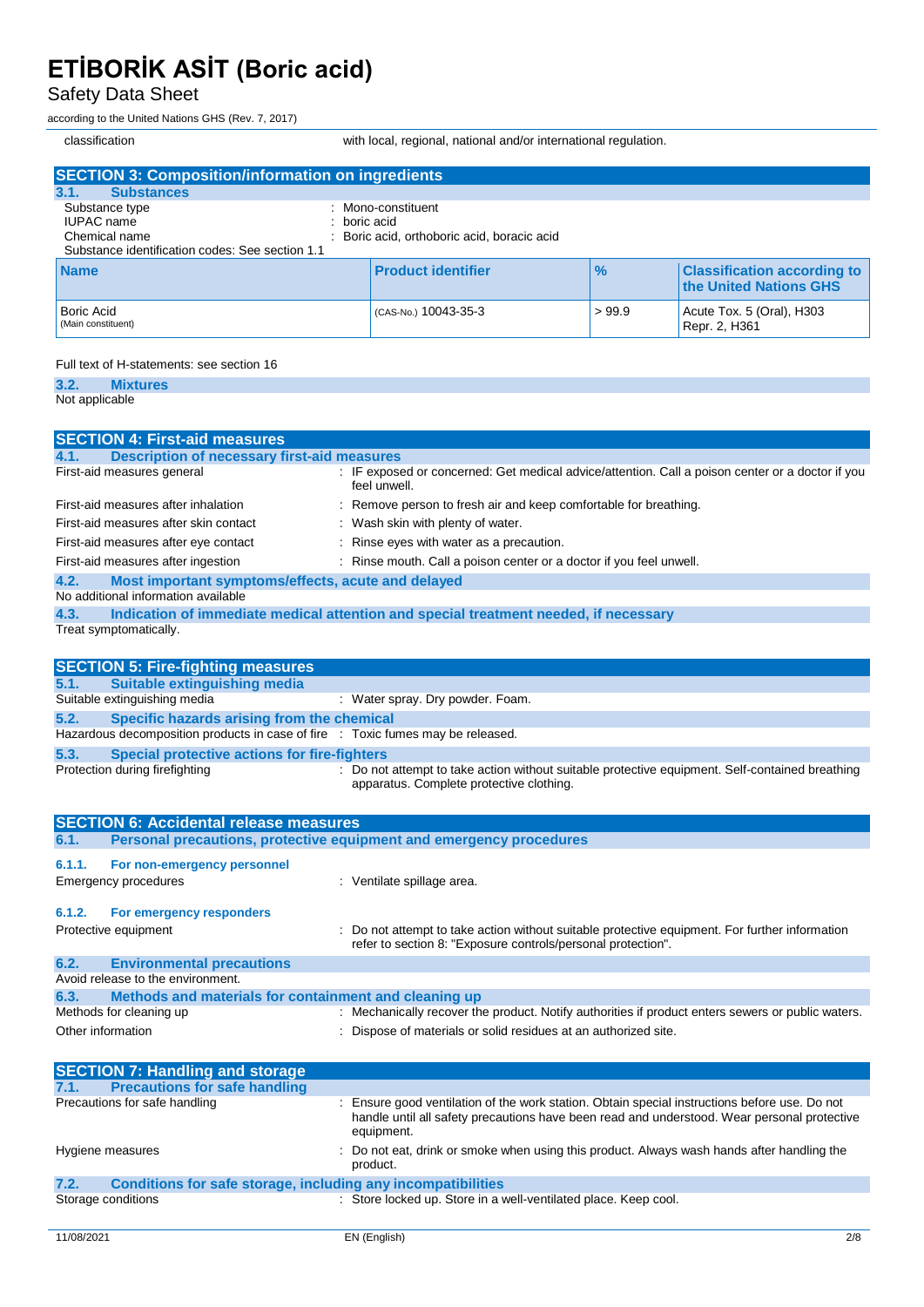| classification | with local, regional, national and/or international regulation. |
|---|---|

## SECTION 3: Composition/information on ingredients

### 3.1. Substances

Substance type : Mono-constituent
IUPAC name : boric acid
Chemical name : Boric acid, orthoboric acid, boracic acid
Substance identification codes: See section 1.1

| Name | Product identifier | % | Classification according to the United Nations GHS |
|---|---|---|---|
| Boric Acid (Main constituent) | (CAS-No.) 10043-35-3 | > 99.9 | Acute Tox. 5 (Oral), H303 Repr. 2, H361 |

Full text of H-statements: see section 16

### 3.2. Mixtures

Not applicable

## SECTION 4: First-aid measures

### 4.1. Description of necessary first-aid measures

| | |
|---|---|
| First-aid measures general | : IF exposed or concerned: Get medical advice/attention. Call a poison center or a doctor if you feel unwell. |
| First-aid measures after inhalation | : Remove person to fresh air and keep comfortable for breathing. |
| First-aid measures after skin contact | : Wash skin with plenty of water. |
| First-aid measures after eye contact | : Rinse eyes with water as a precaution. |
| First-aid measures after ingestion | : Rinse mouth. Call a poison center or a doctor if you feel unwell. |

### 4.2. Most important symptoms/effects, acute and delayed

No additional information available

### 4.3. Indication of immediate medical attention and special treatment needed, if necessary

Treat symptomatically.

## SECTION 5: Fire-fighting measures

### 5.1. Suitable extinguishing media

Suitable extinguishing media : Water spray. Dry powder. Foam.

### 5.2. Specific hazards arising from the chemical

Hazardous decomposition products in case of fire : Toxic fumes may be released.

### 5.3. Special protective actions for fire-fighters

Protection during firefighting : Do not attempt to take action without suitable protective equipment. Self-contained breathing apparatus. Complete protective clothing.

## SECTION 6: Accidental release measures

### 6.1. Personal precautions, protective equipment and emergency procedures

#### 6.1.1. For non-emergency personnel

Emergency procedures : Ventilate spillage area.

#### 6.1.2. For emergency responders

Protective equipment : Do not attempt to take action without suitable protective equipment. For further information refer to section 8: "Exposure controls/personal protection".

### 6.2. Environmental precautions

Avoid release to the environment.

### 6.3. Methods and materials for containment and cleaning up

| | |
|---|---|
| Methods for cleaning up | : Mechanically recover the product. Notify authorities if product enters sewers or public waters. |
| Other information | : Dispose of materials or solid residues at an authorized site. |

## SECTION 7: Handling and storage

### 7.1. Precautions for safe handling

| | |
|---|---|
| Precautions for safe handling | : Ensure good ventilation of the work station. Obtain special instructions before use. Do not handle until all safety precautions have been read and understood. Wear personal protective equipment. |
| Hygiene measures | : Do not eat, drink or smoke when using this product. Always wash hands after handling the product. |

### 7.2. Conditions for safe storage, including any incompatibilities

Storage conditions : Store locked up. Store in a well-ventilated place. Keep cool.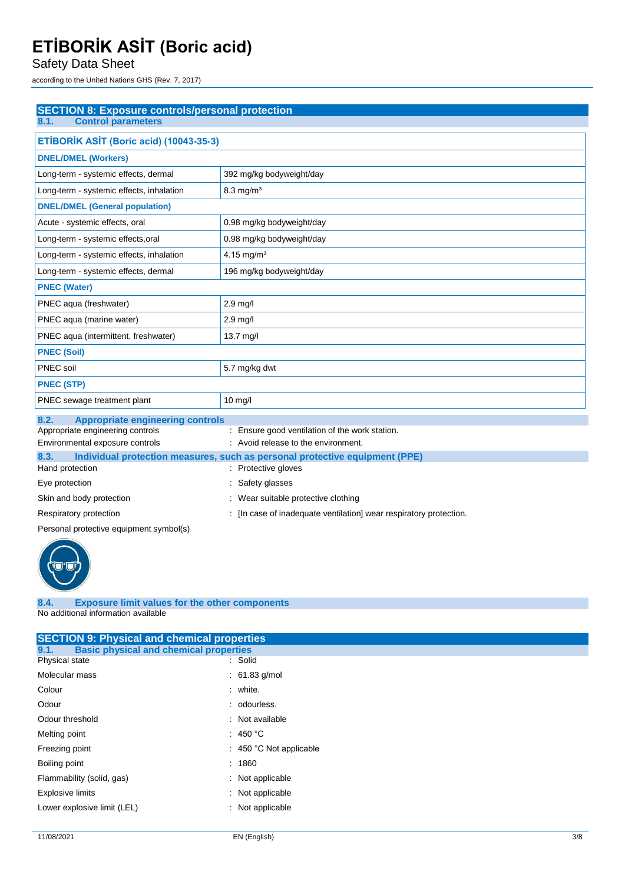## SECTION 8: Exposure controls/personal protection

### 8.1. Control parameters

| ETİBORİK ASİT (Boric acid) (10043-35-3) | |
|---|---|
| **DNEL/DMEL (Workers)** | |
| Long-term - systemic effects, dermal | 392 mg/kg bodyweight/day |
| Long-term - systemic effects, inhalation | 8.3 mg/m³ |
| **DNEL/DMEL (General population)** | |
| Acute - systemic effects, oral | 0.98 mg/kg bodyweight/day |
| Long-term - systemic effects,oral | 0.98 mg/kg bodyweight/day |
| Long-term - systemic effects, inhalation | 4.15 mg/m³ |
| Long-term - systemic effects, dermal | 196 mg/kg bodyweight/day |
| **PNEC (Water)** | |
| PNEC aqua (freshwater) | 2.9 mg/l |
| PNEC aqua (marine water) | 2.9 mg/l |
| PNEC aqua (intermittent, freshwater) | 13.7 mg/l |
| **PNEC (Soil)** | |
| PNEC soil | 5.7 mg/kg dwt |
| **PNEC (STP)** | |
| PNEC sewage treatment plant | 10 mg/l |

### 8.2. Appropriate engineering controls

Appropriate engineering controls : Ensure good ventilation of the work station.

Environmental exposure controls : Avoid release to the environment.

### 8.3. Individual protection measures, such as personal protective equipment (PPE)

Hand protection : Protective gloves

Eye protection : Safety glasses

Skin and body protection : Wear suitable protective clothing

Respiratory protection : [In case of inadequate ventilation] wear respiratory protection.

Personal protective equipment symbol(s)

### 8.4. Exposure limit values for the other components

No additional information available

## SECTION 9: Physical and chemical properties

### 9.1. Basic physical and chemical properties

Physical state : Solid

Molecular mass : 61.83 g/mol

Colour : white.

Odour : odourless.

Odour threshold : Not available

Melting point : 450 °C

Freezing point : 450 °C Not applicable

Boiling point : 1860

Flammability (solid, gas) : Not applicable

Explosive limits : Not applicable

Lower explosive limit (LEL) : Not applicable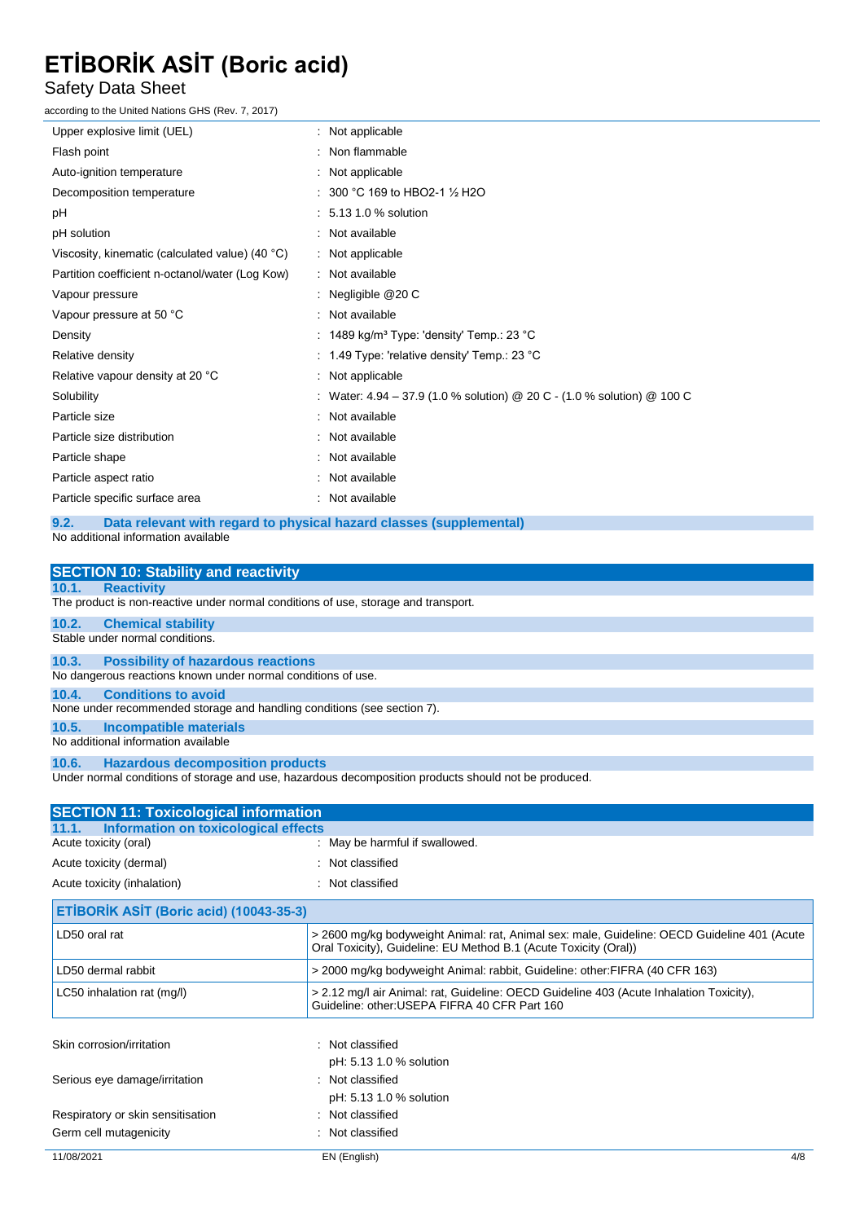| | |
|---|---|
| Upper explosive limit (UEL) | : Not applicable |
| Flash point | : Non flammable |
| Auto-ignition temperature | : Not applicable |
| Decomposition temperature | : 300 °C 169 to HBO2-1 ½ H2O |
| pH | : 5.13 1.0 % solution |
| pH solution | : Not available |
| Viscosity, kinematic (calculated value) (40 °C) | : Not applicable |
| Partition coefficient n-octanol/water (Log Kow) | : Not available |
| Vapour pressure | : Negligible @20 C |
| Vapour pressure at 50 °C | : Not available |
| Density | : 1489 kg/m³ Type: 'density' Temp.: 23 °C |
| Relative density | : 1.49 Type: 'relative density' Temp.: 23 °C |
| Relative vapour density at 20 °C | : Not applicable |
| Solubility | : Water: 4.94 – 37.9 (1.0 % solution) @ 20 C - (1.0 % solution) @ 100 C |
| Particle size | : Not available |
| Particle size distribution | : Not available |
| Particle shape | : Not available |
| Particle aspect ratio | : Not available |
| Particle specific surface area | : Not available |

### 9.2. Data relevant with regard to physical hazard classes (supplemental)

No additional information available

## SECTION 10: Stability and reactivity

### 10.1. Reactivity

The product is non-reactive under normal conditions of use, storage and transport.

### 10.2. Chemical stability

Stable under normal conditions.

### 10.3. Possibility of hazardous reactions

No dangerous reactions known under normal conditions of use.

### 10.4. Conditions to avoid

None under recommended storage and handling conditions (see section 7).

### 10.5. Incompatible materials

No additional information available

### 10.6. Hazardous decomposition products

Under normal conditions of storage and use, hazardous decomposition products should not be produced.

## SECTION 11: Toxicological information

### 11.1. Information on toxicological effects

| | |
|---|---|
| Acute toxicity (oral) | : May be harmful if swallowed. |
| Acute toxicity (dermal) | : Not classified |
| Acute toxicity (inhalation) | : Not classified |

| ETİBORİK ASİT (Boric acid) (10043-35-3) | |
|---|---|
| LD50 oral rat | > 2600 mg/kg bodyweight Animal: rat, Animal sex: male, Guideline: OECD Guideline 401 (Acute Oral Toxicity), Guideline: EU Method B.1 (Acute Toxicity (Oral)) |
| LD50 dermal rabbit | > 2000 mg/kg bodyweight Animal: rabbit, Guideline: other:FIFRA (40 CFR 163) |
| LC50 inhalation rat (mg/l) | > 2.12 mg/l air Animal: rat, Guideline: OECD Guideline 403 (Acute Inhalation Toxicity), Guideline: other:USEPA FIFRA 40 CFR Part 160 |

| | |
|---|---|
| Skin corrosion/irritation | : Not classified<br>pH: 5.13 1.0 % solution |
| Serious eye damage/irritation | : Not classified<br>pH: 5.13 1.0 % solution |
| Respiratory or skin sensitisation | : Not classified |
| Germ cell mutagenicity | : Not classified |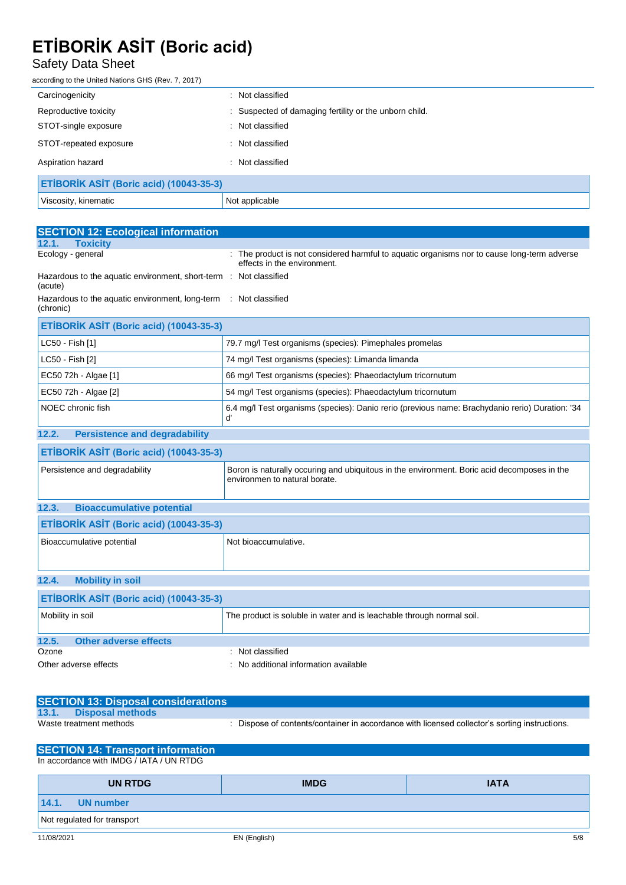| | |
|---|---|
| Carcinogenicity | : Not classified |
| Reproductive toxicity | : Suspected of damaging fertility or the unborn child. |
| STOT-single exposure | : Not classified |
| STOT-repeated exposure | : Not classified |
| Aspiration hazard | : Not classified |

| ETİBORİK ASİT (Boric acid) (10043-35-3) | |
|---|---|
| Viscosity, kinematic | Not applicable |

## SECTION 12: Ecological information

### 12.1. Toxicity

| | |
|---|---|
| Ecology - general | : The product is not considered harmful to aquatic organisms nor to cause long-term adverse effects in the environment. |
| Hazardous to the aquatic environment, short-term (acute) | : Not classified |
| Hazardous to the aquatic environment, long-term (chronic) | : Not classified |

| ETİBORİK ASİT (Boric acid) (10043-35-3) | |
|---|---|
| LC50 - Fish [1] | 79.7 mg/l Test organisms (species): Pimephales promelas |
| LC50 - Fish [2] | 74 mg/l Test organisms (species): Limanda limanda |
| EC50 72h - Algae [1] | 66 mg/l Test organisms (species): Phaeodactylum tricornutum |
| EC50 72h - Algae [2] | 54 mg/l Test organisms (species): Phaeodactylum tricornutum |
| NOEC chronic fish | 6.4 mg/l Test organisms (species): Danio rerio (previous name: Brachydanio rerio) Duration: '34 d' |

### 12.2. Persistence and degradability

| ETİBORİK ASİT (Boric acid) (10043-35-3) | |
|---|---|
| Persistence and degradability | Boron is naturally occuring and ubiquitous in the environment. Boric acid decomposes in the environmen to natural borate. |

### 12.3. Bioaccumulative potential

| ETİBORİK ASİT (Boric acid) (10043-35-3) | |
|---|---|
| Bioaccumulative potential | Not bioaccumulative. |

### 12.4. Mobility in soil

| ETİBORİK ASİT (Boric acid) (10043-35-3) | |
|---|---|
| Mobility in soil | The product is soluble in water and is leachable through normal soil. |

### 12.5. Other adverse effects

| | |
|---|---|
| Ozone | : Not classified |
| Other adverse effects | : No additional information available |

## SECTION 13: Disposal considerations

### 13.1. Disposal methods

| | |
|---|---|
| Waste treatment methods | : Dispose of contents/container in accordance with licensed collector's sorting instructions. |

## SECTION 14: Transport information

In accordance with IMDG / IATA / UN RTDG

| UN RTDG | IMDG | IATA |
|---|---|---|
| **14.1. UN number** | | |
| Not regulated for transport | | |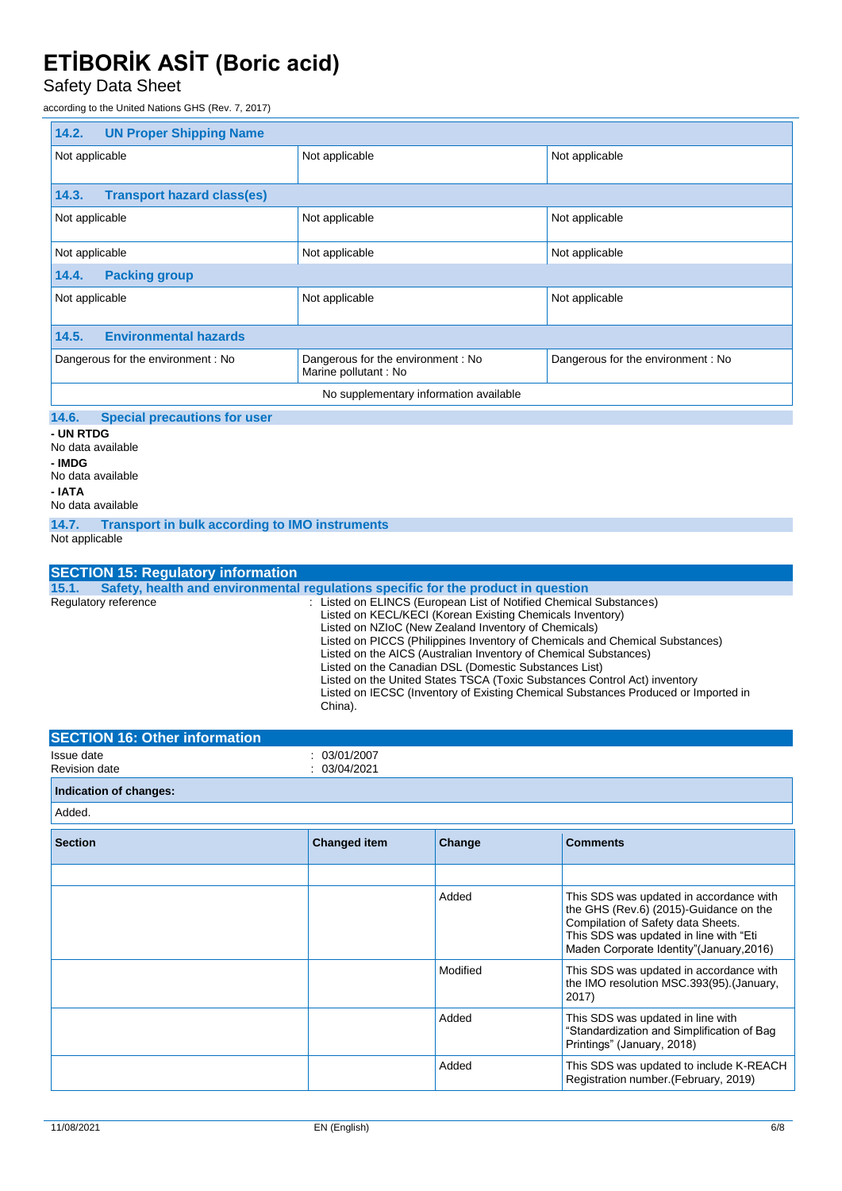| 14.2. UN Proper Shipping Name | | |
|---|---|---|
| Not applicable | Not applicable | Not applicable |

| 14.3. Transport hazard class(es) | | |
|---|---|---|
| Not applicable | Not applicable | Not applicable |
| Not applicable | Not applicable | Not applicable |

| 14.4. Packing group | | |
|---|---|---|
| Not applicable | Not applicable | Not applicable |

| 14.5. Environmental hazards | | |
|---|---|---|
| Dangerous for the environment : No | Dangerous for the environment : No<br>Marine pollutant : No | Dangerous for the environment : No |
| No supplementary information available | | |

### 14.6. Special precautions for user

**- UN RTDG**

No data available

**- IMDG**

No data available

**- IATA**

No data available

### 14.7. Transport in bulk according to IMO instruments

Not applicable

## SECTION 15: Regulatory information

### 15.1. Safety, health and environmental regulations specific for the product in question

Regulatory reference : Listed on ELINCS (European List of Notified Chemical Substances)
Listed on KECL/KECI (Korean Existing Chemicals Inventory)
Listed on NZIoC (New Zealand Inventory of Chemicals)
Listed on PICCS (Philippines Inventory of Chemicals and Chemical Substances)
Listed on the AICS (Australian Inventory of Chemical Substances)
Listed on the Canadian DSL (Domestic Substances List)
Listed on the United States TSCA (Toxic Substances Control Act) inventory
Listed on IECSC (Inventory of Existing Chemical Substances Produced or Imported in China).

## SECTION 16: Other information

Issue date : 03/01/2007
Revision date : 03/04/2021

**Indication of changes:**

Added.

| Section | Changed item | Change | Comments |
|---|---|---|---|
| | | | |
| | | Added | This SDS was updated in accordance with the GHS (Rev.6) (2015)-Guidance on the Compilation of Safety data Sheets. This SDS was updated in line with "Eti Maden Corporate Identity"(January,2016) |
| | | Modified | This SDS was updated in accordance with the IMO resolution MSC.393(95).(January, 2017) |
| | | Added | This SDS was updated in line with "Standardization and Simplification of Bag Printings" (January, 2018) |
| | | Added | This SDS was updated to include K-REACH Registration number.(February, 2019) |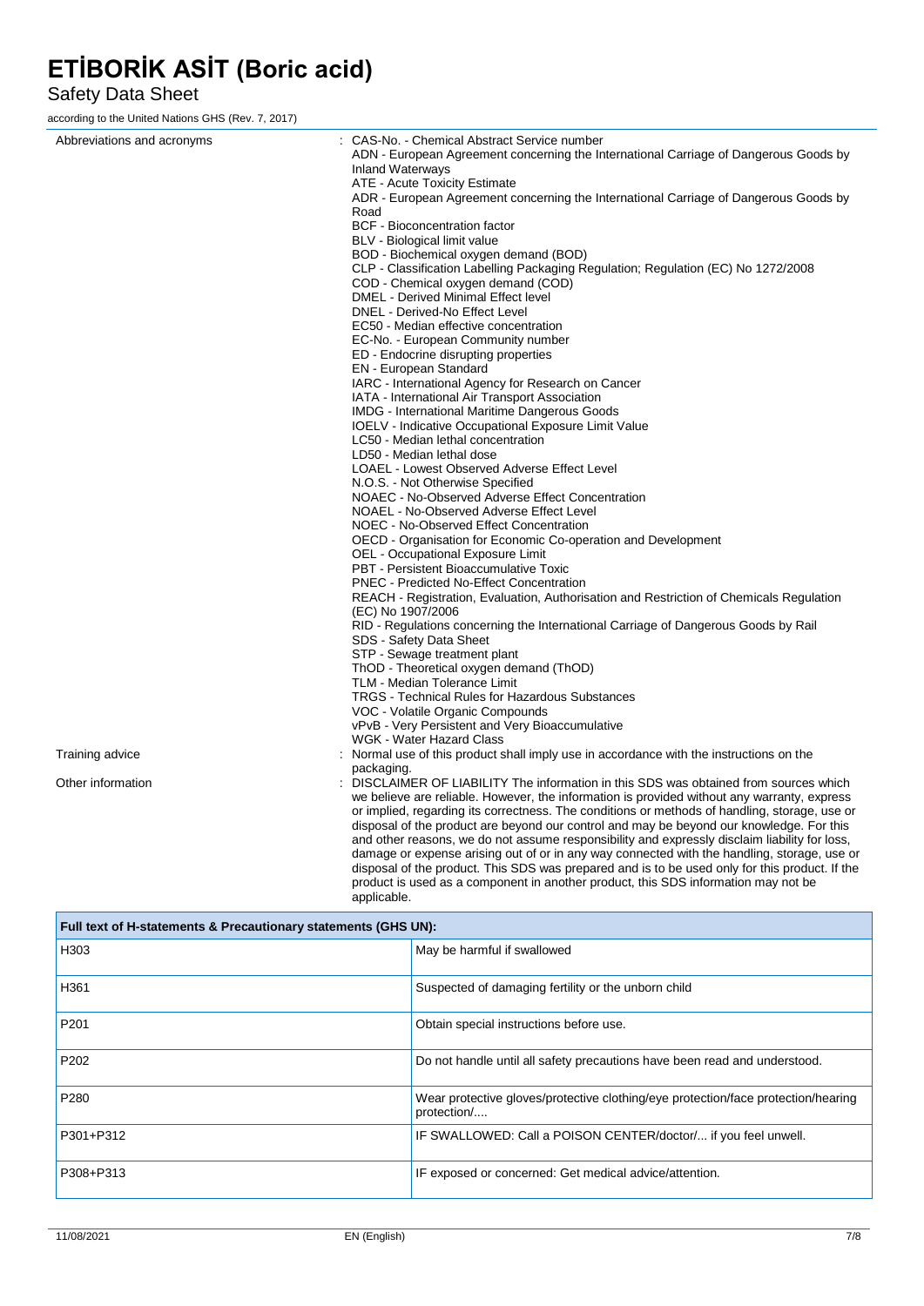| | |
|---|---|
| Abbreviations and acronyms | : CAS-No. - Chemical Abstract Service number<br>ADN - European Agreement concerning the International Carriage of Dangerous Goods by Inland Waterways<br>ATE - Acute Toxicity Estimate<br>ADR - European Agreement concerning the International Carriage of Dangerous Goods by Road<br>BCF - Bioconcentration factor<br>BLV - Biological limit value<br>BOD - Biochemical oxygen demand (BOD)<br>CLP - Classification Labelling Packaging Regulation; Regulation (EC) No 1272/2008<br>COD - Chemical oxygen demand (COD)<br>DMEL - Derived Minimal Effect level<br>DNEL - Derived-No Effect Level<br>EC50 - Median effective concentration<br>EC-No. - European Community number<br>ED - Endocrine disrupting properties<br>EN - European Standard<br>IARC - International Agency for Research on Cancer<br>IATA - International Air Transport Association<br>IMDG - International Maritime Dangerous Goods<br>IOELV - Indicative Occupational Exposure Limit Value<br>LC50 - Median lethal concentration<br>LD50 - Median lethal dose<br>LOAEL - Lowest Observed Adverse Effect Level<br>N.O.S. - Not Otherwise Specified<br>NOAEC - No-Observed Adverse Effect Concentration<br>NOAEL - No-Observed Adverse Effect Level<br>NOEC - No-Observed Effect Concentration<br>OECD - Organisation for Economic Co-operation and Development<br>OEL - Occupational Exposure Limit<br>PBT - Persistent Bioaccumulative Toxic<br>PNEC - Predicted No-Effect Concentration<br>REACH - Registration, Evaluation, Authorisation and Restriction of Chemicals Regulation (EC) No 1907/2006<br>RID - Regulations concerning the International Carriage of Dangerous Goods by Rail<br>SDS - Safety Data Sheet<br>STP - Sewage treatment plant<br>ThOD - Theoretical oxygen demand (ThOD)<br>TLM - Median Tolerance Limit<br>TRGS - Technical Rules for Hazardous Substances<br>VOC - Volatile Organic Compounds<br>vPvB - Very Persistent and Very Bioaccumulative<br>WGK - Water Hazard Class |
| Training advice | : Normal use of this product shall imply use in accordance with the instructions on the packaging. |
| Other information | : DISCLAIMER OF LIABILITY The information in this SDS was obtained from sources which we believe are reliable. However, the information is provided without any warranty, express or implied, regarding its correctness. The conditions or methods of handling, storage, use or disposal of the product are beyond our control and may be beyond our knowledge. For this and other reasons, we do not assume responsibility and expressly disclaim liability for loss, damage or expense arising out of or in any way connected with the handling, storage, use or disposal of the product. This SDS was prepared and is to be used only for this product. If the product is used as a component in another product, this SDS information may not be applicable. |

| Full text of H-statements & Precautionary statements (GHS UN): | |
|---|---|
| H303 | May be harmful if swallowed |
| H361 | Suspected of damaging fertility or the unborn child |
| P201 | Obtain special instructions before use. |
| P202 | Do not handle until all safety precautions have been read and understood. |
| P280 | Wear protective gloves/protective clothing/eye protection/face protection/hearing protection/.... |
| P301+P312 | IF SWALLOWED: Call a POISON CENTER/doctor/... if you feel unwell. |
| P308+P313 | IF exposed or concerned: Get medical advice/attention. |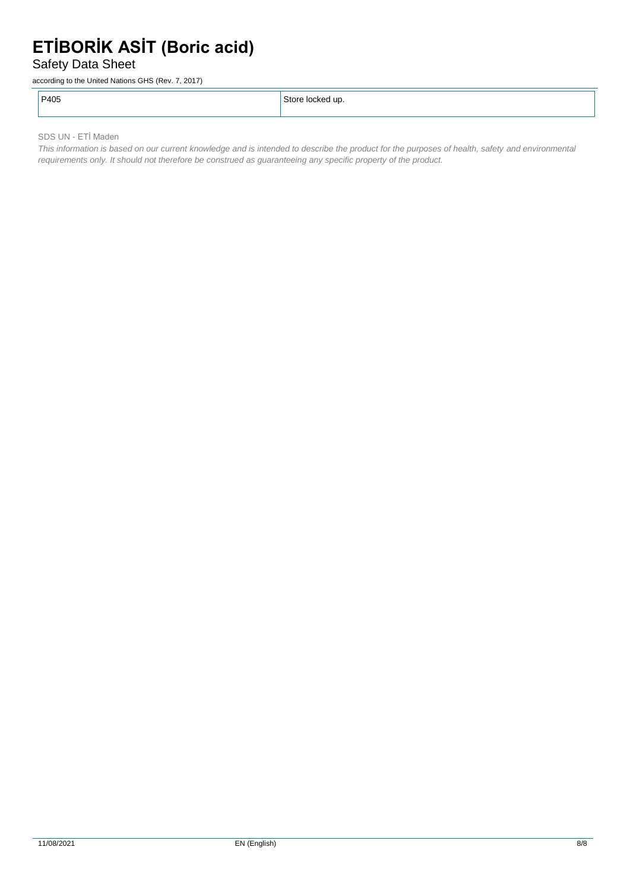| | |
|---|---|
| P405 | Store locked up. |

SDS UN - ETİ Maden

*This information is based on our current knowledge and is intended to describe the product for the purposes of health, safety and environmental requirements only. It should not therefore be construed as guaranteeing any specific property of the product.*